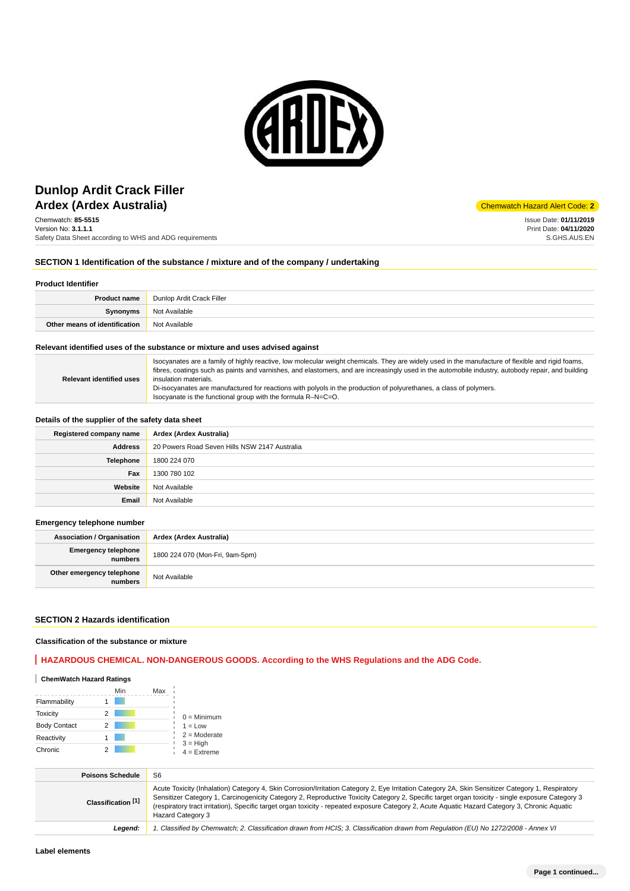# Dunlop Ardit Crack Filler
## Ardex (Ardex Australia)

Chemwatch Hazard Alert Code: **2**

Chemwatch: **85-5515**
Version No: **3.1.1.1**
Safety Data Sheet according to WHS and ADG requirements

Issue Date: **01/11/2019**
Print Date: **04/11/2020**
S.GHS.AUS.EN

## SECTION 1 Identification of the substance / mixture and of the company / undertaking

### Product Identifier

| | |
|---|---|
| **Product name** | Dunlop Ardit Crack Filler |
| **Synonyms** | Not Available |
| **Other means of identification** | Not Available |

### Relevant identified uses of the substance or mixture and uses advised against

| | |
|---|---|
| **Relevant identified uses** | Isocyanates are a family of highly reactive, low molecular weight chemicals. They are widely used in the manufacture of flexible and rigid foams, fibres, coatings such as paints and varnishes, and elastomers, and are increasingly used in the automobile industry, autobody repair, and building insulation materials.<br>Di-isocyanates are manufactured for reactions with polyols in the production of polyurethanes, a class of polymers.<br>Isocyanate is the functional group with the formula R–N=C=O. |

### Details of the supplier of the safety data sheet

| | |
|---|---|
| **Registered company name** | **Ardex (Ardex Australia)** |
| **Address** | 20 Powers Road Seven Hills NSW 2147 Australia |
| **Telephone** | 1800 224 070 |
| **Fax** | 1300 780 102 |
| **Website** | Not Available |
| **Email** | Not Available |

### Emergency telephone number

| | |
|---|---|
| **Association / Organisation** | **Ardex (Ardex Australia)** |
| **Emergency telephone numbers** | 1800 224 070 (Mon-Fri, 9am-5pm) |
| **Other emergency telephone numbers** | Not Available |

## SECTION 2 Hazards identification

### Classification of the substance or mixture

**HAZARDOUS CHEMICAL. NON-DANGEROUS GOODS. According to the WHS Regulations and the ADG Code.**

**ChemWatch Hazard Ratings**

| | Min/Max |
|---|---|
| Flammability | 1 |
| Toxicity | 2 |
| Body Contact | 2 |
| Reactivity | 1 |
| Chronic | 2 |

0 = Minimum
1 = Low
2 = Moderate
3 = High
4 = Extreme

| | |
|---|---|
| **Poisons Schedule** | S6 |
| **Classification [1]** | Acute Toxicity (Inhalation) Category 4, Skin Corrosion/Irritation Category 2, Eye Irritation Category 2A, Skin Sensitizer Category 1, Respiratory Sensitizer Category 1, Carcinogenicity Category 2, Reproductive Toxicity Category 2, Specific target organ toxicity - single exposure Category 3 (respiratory tract irritation), Specific target organ toxicity - repeated exposure Category 2, Acute Aquatic Hazard Category 3, Chronic Aquatic Hazard Category 3 |
| ***Legend:*** | *1. Classified by Chemwatch; 2. Classification drawn from HCIS; 3. Classification drawn from Regulation (EU) No 1272/2008 - Annex VI* |

### Label elements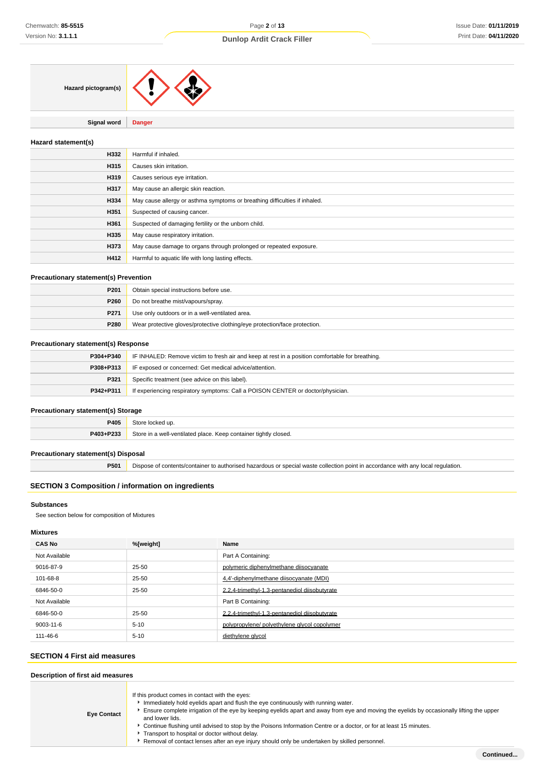| | |
|---|---|
| **Hazard pictogram(s)** | |
| **Signal word** | **Danger** |

### Hazard statement(s)

| | |
|---|---|
| **H332** | Harmful if inhaled. |
| **H315** | Causes skin irritation. |
| **H319** | Causes serious eye irritation. |
| **H317** | May cause an allergic skin reaction. |
| **H334** | May cause allergy or asthma symptoms or breathing difficulties if inhaled. |
| **H351** | Suspected of causing cancer. |
| **H361** | Suspected of damaging fertility or the unborn child. |
| **H335** | May cause respiratory irritation. |
| **H373** | May cause damage to organs through prolonged or repeated exposure. |
| **H412** | Harmful to aquatic life with long lasting effects. |

### Precautionary statement(s) Prevention

| | |
|---|---|
| **P201** | Obtain special instructions before use. |
| **P260** | Do not breathe mist/vapours/spray. |
| **P271** | Use only outdoors or in a well-ventilated area. |
| **P280** | Wear protective gloves/protective clothing/eye protection/face protection. |

### Precautionary statement(s) Response

| | |
|---|---|
| **P304+P340** | IF INHALED: Remove victim to fresh air and keep at rest in a position comfortable for breathing. |
| **P308+P313** | IF exposed or concerned: Get medical advice/attention. |
| **P321** | Specific treatment (see advice on this label). |
| **P342+P311** | If experiencing respiratory symptoms: Call a POISON CENTER or doctor/physician. |

### Precautionary statement(s) Storage

| | |
|---|---|
| **P405** | Store locked up. |
| **P403+P233** | Store in a well-ventilated place. Keep container tightly closed. |

### Precautionary statement(s) Disposal

| | |
|---|---|
| **P501** | Dispose of contents/container to authorised hazardous or special waste collection point in accordance with any local regulation. |

## SECTION 3 Composition / information on ingredients

### Substances

See section below for composition of Mixtures

### Mixtures

| CAS No | %[weight] | Name |
|---|---|---|
| Not Available | | Part A Containing: |
| 9016-87-9 | 25-50 | polymeric diphenylmethane diisocyanate |
| 101-68-8 | 25-50 | 4,4'-diphenylmethane diisocyanate (MDI) |
| 6846-50-0 | 25-50 | 2,2,4-trimethyl-1,3-pentanediol diisobutyrate |
| Not Available | | Part B Containing: |
| 6846-50-0 | 25-50 | 2,2,4-trimethyl-1,3-pentanediol diisobutyrate |
| 9003-11-6 | 5-10 | polypropylene/ polyethylene glycol copolymer |
| 111-46-6 | 5-10 | diethylene glycol |

## SECTION 4 First aid measures

### Description of first aid measures

| | |
|---|---|
| **Eye Contact** | If this product comes in contact with the eyes:<br>▸ Immediately hold eyelids apart and flush the eye continuously with running water.<br>▸ Ensure complete irrigation of the eye by keeping eyelids apart and away from eye and moving the eyelids by occasionally lifting the upper and lower lids.<br>▸ Continue flushing until advised to stop by the Poisons Information Centre or a doctor, or for at least 15 minutes.<br>▸ Transport to hospital or doctor without delay.<br>▸ Removal of contact lenses after an eye injury should only be undertaken by skilled personnel. |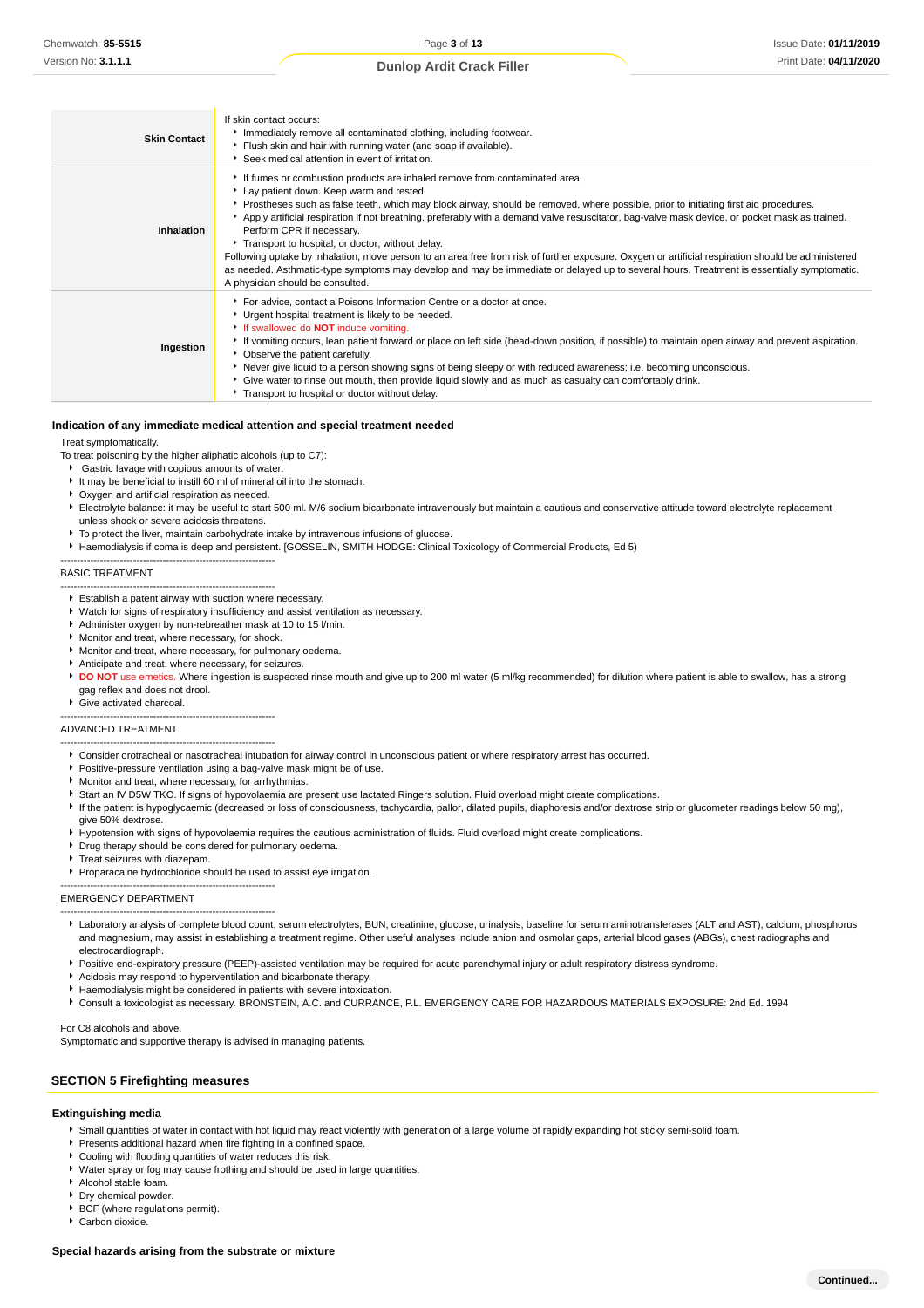| | |
|---|---|
| **Skin Contact** | If skin contact occurs:<br>▸ Immediately remove all contaminated clothing, including footwear.<br>▸ Flush skin and hair with running water (and soap if available).<br>▸ Seek medical attention in event of irritation. |
| **Inhalation** | ▸ If fumes or combustion products are inhaled remove from contaminated area.<br>▸ Lay patient down. Keep warm and rested.<br>▸ Prostheses such as false teeth, which may block airway, should be removed, where possible, prior to initiating first aid procedures.<br>▸ Apply artificial respiration if not breathing, preferably with a demand valve resuscitator, bag-valve mask device, or pocket mask as trained. Perform CPR if necessary.<br>▸ Transport to hospital, or doctor, without delay.<br>Following uptake by inhalation, move person to an area free from risk of further exposure. Oxygen or artificial respiration should be administered as needed. Asthmatic-type symptoms may develop and may be immediate or delayed up to several hours. Treatment is essentially symptomatic. A physician should be consulted. |
| **Ingestion** | ▸ For advice, contact a Poisons Information Centre or a doctor at once.<br>▸ Urgent hospital treatment is likely to be needed.<br>▸ If swallowed do **NOT** induce vomiting.<br>▸ If vomiting occurs, lean patient forward or place on left side (head-down position, if possible) to maintain open airway and prevent aspiration.<br>▸ Observe the patient carefully.<br>▸ Never give liquid to a person showing signs of being sleepy or with reduced awareness; i.e. becoming unconscious.<br>▸ Give water to rinse out mouth, then provide liquid slowly and as much as casualty can comfortably drink.<br>▸ Transport to hospital or doctor without delay. |

### Indication of any immediate medical attention and special treatment needed

Treat symptomatically.

To treat poisoning by the higher aliphatic alcohols (up to C7):

- Gastric lavage with copious amounts of water.
- It may be beneficial to instill 60 ml of mineral oil into the stomach.
- Oxygen and artificial respiration as needed.
- Electrolyte balance: it may be useful to start 500 ml. M/6 sodium bicarbonate intravenously but maintain a cautious and conservative attitude toward electrolyte replacement unless shock or severe acidosis threatens.
- To protect the liver, maintain carbohydrate intake by intravenous infusions of glucose.
- Haemodialysis if coma is deep and persistent. [GOSSELIN, SMITH HODGE: Clinical Toxicology of Commercial Products, Ed 5)

--------------------------------------------------------------

BASIC TREATMENT

--------------------------------------------------------------

- Establish a patent airway with suction where necessary.
- Watch for signs of respiratory insufficiency and assist ventilation as necessary.
- Administer oxygen by non-rebreather mask at 10 to 15 l/min.
- Monitor and treat, where necessary, for shock.
- Monitor and treat, where necessary, for pulmonary oedema.
- Anticipate and treat, where necessary, for seizures.
- **DO NOT** use emetics. Where ingestion is suspected rinse mouth and give up to 200 ml water (5 ml/kg recommended) for dilution where patient is able to swallow, has a strong gag reflex and does not drool.
- Give activated charcoal.

--------------------------------------------------------------

ADVANCED TREATMENT

--------------------------------------------------------------

- Consider orotracheal or nasotracheal intubation for airway control in unconscious patient or where respiratory arrest has occurred.
- Positive-pressure ventilation using a bag-valve mask might be of use.
- Monitor and treat, where necessary, for arrhythmias.
- Start an IV D5W TKO. If signs of hypovolaemia are present use lactated Ringers solution. Fluid overload might create complications.
- If the patient is hypoglycaemic (decreased or loss of consciousness, tachycardia, pallor, dilated pupils, diaphoresis and/or dextrose strip or glucometer readings below 50 mg), give 50% dextrose.
- Hypotension with signs of hypovolaemia requires the cautious administration of fluids. Fluid overload might create complications.
- Drug therapy should be considered for pulmonary oedema.
- Treat seizures with diazepam.
- Proparacaine hydrochloride should be used to assist eye irrigation.

--------------------------------------------------------------

EMERGENCY DEPARTMENT

--------------------------------------------------------------

- Laboratory analysis of complete blood count, serum electrolytes, BUN, creatinine, glucose, urinalysis, baseline for serum aminotransferases (ALT and AST), calcium, phosphorus and magnesium, may assist in establishing a treatment regime. Other useful analyses include anion and osmolar gaps, arterial blood gases (ABGs), chest radiographs and electrocardiograph.
- Positive end-expiratory pressure (PEEP)-assisted ventilation may be required for acute parenchymal injury or adult respiratory distress syndrome.
- Acidosis may respond to hyperventilation and bicarbonate therapy.
- Haemodialysis might be considered in patients with severe intoxication.
- Consult a toxicologist as necessary. BRONSTEIN, A.C. and CURRANCE, P.L. EMERGENCY CARE FOR HAZARDOUS MATERIALS EXPOSURE: 2nd Ed. 1994

For C8 alcohols and above.

Symptomatic and supportive therapy is advised in managing patients.

## SECTION 5 Firefighting measures

### Extinguishing media

- Small quantities of water in contact with hot liquid may react violently with generation of a large volume of rapidly expanding hot sticky semi-solid foam.
- Presents additional hazard when fire fighting in a confined space.
- Cooling with flooding quantities of water reduces this risk.
- Water spray or fog may cause frothing and should be used in large quantities.
- Alcohol stable foam.
- Dry chemical powder.
- BCF (where regulations permit).
- Carbon dioxide.

### Special hazards arising from the substrate or mixture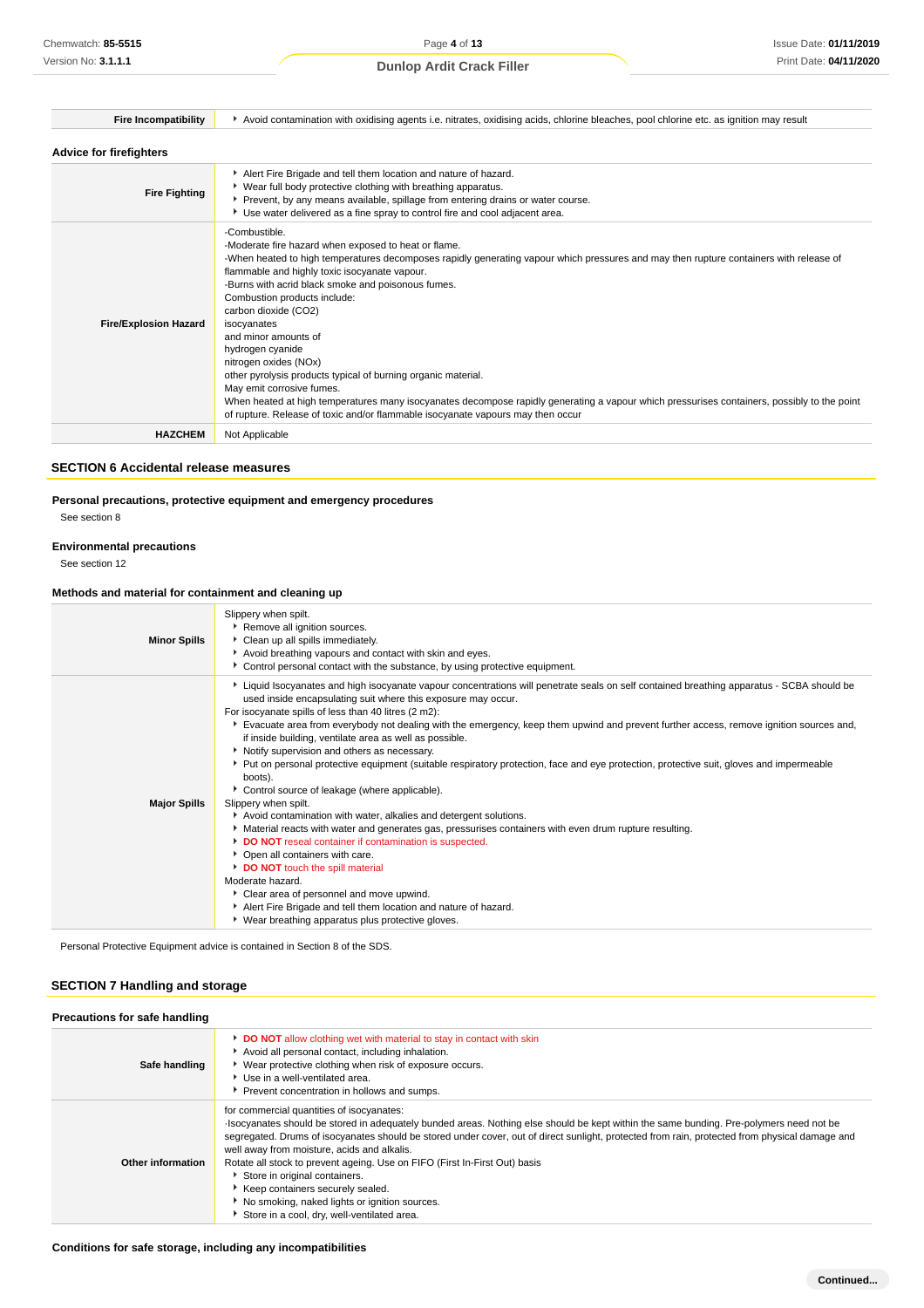| | |
|---|---|
| **Fire Incompatibility** | Avoid contamination with oxidising agents i.e. nitrates, oxidising acids, chlorine bleaches, pool chlorine etc. as ignition may result |

### Advice for firefighters

| | |
|---|---|
| **Fire Fighting** | Alert Fire Brigade and tell them location and nature of hazard.<br>Wear full body protective clothing with breathing apparatus.<br>Prevent, by any means available, spillage from entering drains or water course.<br>Use water delivered as a fine spray to control fire and cool adjacent area. |
| **Fire/Explosion Hazard** | -Combustible.<br>-Moderate fire hazard when exposed to heat or flame.<br>-When heated to high temperatures decomposes rapidly generating vapour which pressures and may then rupture containers with release of flammable and highly toxic isocyanate vapour.<br>-Burns with acrid black smoke and poisonous fumes.<br>Combustion products include:<br>carbon dioxide ($CO_2$)<br>isocyanates<br>and minor amounts of<br>hydrogen cyanide<br>nitrogen oxides ($NO_x$)<br>other pyrolysis products typical of burning organic material.<br>May emit corrosive fumes.<br>When heated at high temperatures many isocyanates decompose rapidly generating a vapour which pressurises containers, possibly to the point of rupture. Release of toxic and/or flammable isocyanate vapours may then occur |
| **HAZCHEM** | Not Applicable |

## SECTION 6 Accidental release measures

### Personal precautions, protective equipment and emergency procedures

See section 8

### Environmental precautions

See section 12

### Methods and material for containment and cleaning up

| | |
|---|---|
| **Minor Spills** | Slippery when spilt.<br>Remove all ignition sources.<br>Clean up all spills immediately.<br>Avoid breathing vapours and contact with skin and eyes.<br>Control personal contact with the substance, by using protective equipment. |
| **Major Spills** | Liquid Isocyanates and high isocyanate vapour concentrations will penetrate seals on self contained breathing apparatus - SCBA should be used inside encapsulating suit where this exposure may occur.<br>For isocyanate spills of less than 40 litres (2 m2):<br>Evacuate area from everybody not dealing with the emergency, keep them upwind and prevent further access, remove ignition sources and, if inside building, ventilate area as well as possible.<br>Notify supervision and others as necessary.<br>Put on personal protective equipment (suitable respiratory protection, face and eye protection, protective suit, gloves and impermeable boots).<br>Control source of leakage (where applicable).<br>Slippery when spilt.<br>Avoid contamination with water, alkalies and detergent solutions.<br>Material reacts with water and generates gas, pressurises containers with even drum rupture resulting.<br>**DO NOT** reseal container if contamination is suspected.<br>Open all containers with care.<br>**DO NOT** touch the spill material<br>Moderate hazard.<br>Clear area of personnel and move upwind.<br>Alert Fire Brigade and tell them location and nature of hazard.<br>Wear breathing apparatus plus protective gloves. |

Personal Protective Equipment advice is contained in Section 8 of the SDS.

## SECTION 7 Handling and storage

### Precautions for safe handling

| | |
|---|---|
| **Safe handling** | **DO NOT** allow clothing wet with material to stay in contact with skin<br>Avoid all personal contact, including inhalation.<br>Wear protective clothing when risk of exposure occurs.<br>Use in a well-ventilated area.<br>Prevent concentration in hollows and sumps. |
| **Other information** | for commercial quantities of isocyanates:<br>·Isocyanates should be stored in adequately bunded areas. Nothing else should be kept within the same bunding. Pre-polymers need not be segregated. Drums of isocyanates should be stored under cover, out of direct sunlight, protected from rain, protected from physical damage and well away from moisture, acids and alkalis.<br>Rotate all stock to prevent ageing. Use on FIFO (First In-First Out) basis<br>Store in original containers.<br>Keep containers securely sealed.<br>No smoking, naked lights or ignition sources.<br>Store in a cool, dry, well-ventilated area. |

### Conditions for safe storage, including any incompatibilities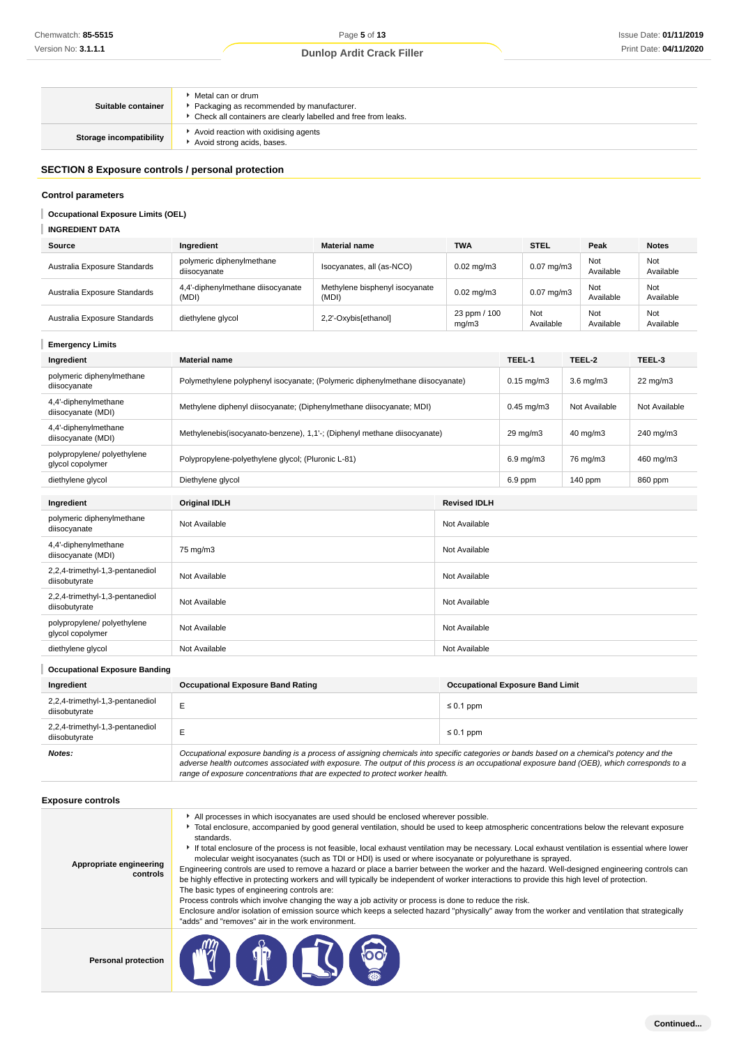| | |
|---|---|
| **Suitable container** | Metal can or drum<br>Packaging as recommended by manufacturer.<br>Check all containers are clearly labelled and free from leaks. |
| **Storage incompatibility** | Avoid reaction with oxidising agents<br>Avoid strong acids, bases. |

## SECTION 8 Exposure controls / personal protection

### Control parameters

#### Occupational Exposure Limits (OEL)

#### INGREDIENT DATA

| Source | Ingredient | Material name | TWA | STEL | Peak | Notes |
|---|---|---|---|---|---|---|
| Australia Exposure Standards | polymeric diphenylmethane diisocyanate | Isocyanates, all (as-NCO) | 0.02 mg/m3 | 0.07 mg/m3 | Not Available | Not Available |
| Australia Exposure Standards | 4,4'-diphenylmethane diisocyanate (MDI) | Methylene bisphenyl isocyanate (MDI) | 0.02 mg/m3 | 0.07 mg/m3 | Not Available | Not Available |
| Australia Exposure Standards | diethylene glycol | 2,2'-Oxybis[ethanol] | 23 ppm / 100 mg/m3 | Not Available | Not Available | Not Available |

#### Emergency Limits

| Ingredient | Material name | TEEL-1 | TEEL-2 | TEEL-3 |
|---|---|---|---|---|
| polymeric diphenylmethane diisocyanate | Polymethylene polyphenyl isocyanate; (Polymeric diphenylmethane diisocyanate) | 0.15 mg/m3 | 3.6 mg/m3 | 22 mg/m3 |
| 4,4'-diphenylmethane diisocyanate (MDI) | Methylene diphenyl diisocyanate; (Diphenylmethane diisocyanate; MDI) | 0.45 mg/m3 | Not Available | Not Available |
| 4,4'-diphenylmethane diisocyanate (MDI) | Methylenebis(isocyanato-benzene), 1,1'-; (Diphenyl methane diisocyanate) | 29 mg/m3 | 40 mg/m3 | 240 mg/m3 |
| polypropylene/ polyethylene glycol copolymer | Polypropylene-polyethylene glycol; (Pluronic L-81) | 6.9 mg/m3 | 76 mg/m3 | 460 mg/m3 |
| diethylene glycol | Diethylene glycol | 6.9 ppm | 140 ppm | 860 ppm |

| Ingredient | Original IDLH | Revised IDLH |
|---|---|---|
| polymeric diphenylmethane diisocyanate | Not Available | Not Available |
| 4,4'-diphenylmethane diisocyanate (MDI) | 75 mg/m3 | Not Available |
| 2,2,4-trimethyl-1,3-pentanediol diisobutyrate | Not Available | Not Available |
| 2,2,4-trimethyl-1,3-pentanediol diisobutyrate | Not Available | Not Available |
| polypropylene/ polyethylene glycol copolymer | Not Available | Not Available |
| diethylene glycol | Not Available | Not Available |

#### Occupational Exposure Banding

| Ingredient | Occupational Exposure Band Rating | Occupational Exposure Band Limit |
|---|---|---|
| 2,2,4-trimethyl-1,3-pentanediol diisobutyrate | E | ≤ 0.1 ppm |
| 2,2,4-trimethyl-1,3-pentanediol diisobutyrate | E | ≤ 0.1 ppm |
| ***Notes:*** | *Occupational exposure banding is a process of assigning chemicals into specific categories or bands based on a chemical's potency and the adverse health outcomes associated with exposure. The output of this process is an occupational exposure band (OEB), which corresponds to a range of exposure concentrations that are expected to protect worker health.* | |

### Exposure controls

| | |
|---|---|
| **Appropriate engineering controls** | All processes in which isocyanates are used should be enclosed wherever possible.<br>Total enclosure, accompanied by good general ventilation, should be used to keep atmospheric concentrations below the relevant exposure standards.<br>If total enclosure of the process is not feasible, local exhaust ventilation may be necessary. Local exhaust ventilation is essential where lower molecular weight isocyanates (such as TDI or HDI) is used or where isocyanate or polyurethane is sprayed.<br>Engineering controls are used to remove a hazard or place a barrier between the worker and the hazard. Well-designed engineering controls can be highly effective in protecting workers and will typically be independent of worker interactions to provide this high level of protection.<br>The basic types of engineering controls are:<br>Process controls which involve changing the way a job activity or process is done to reduce the risk.<br>Enclosure and/or isolation of emission source which keeps a selected hazard "physically" away from the worker and ventilation that strategically "adds" and "removes" air in the work environment. |
| **Personal protection** | |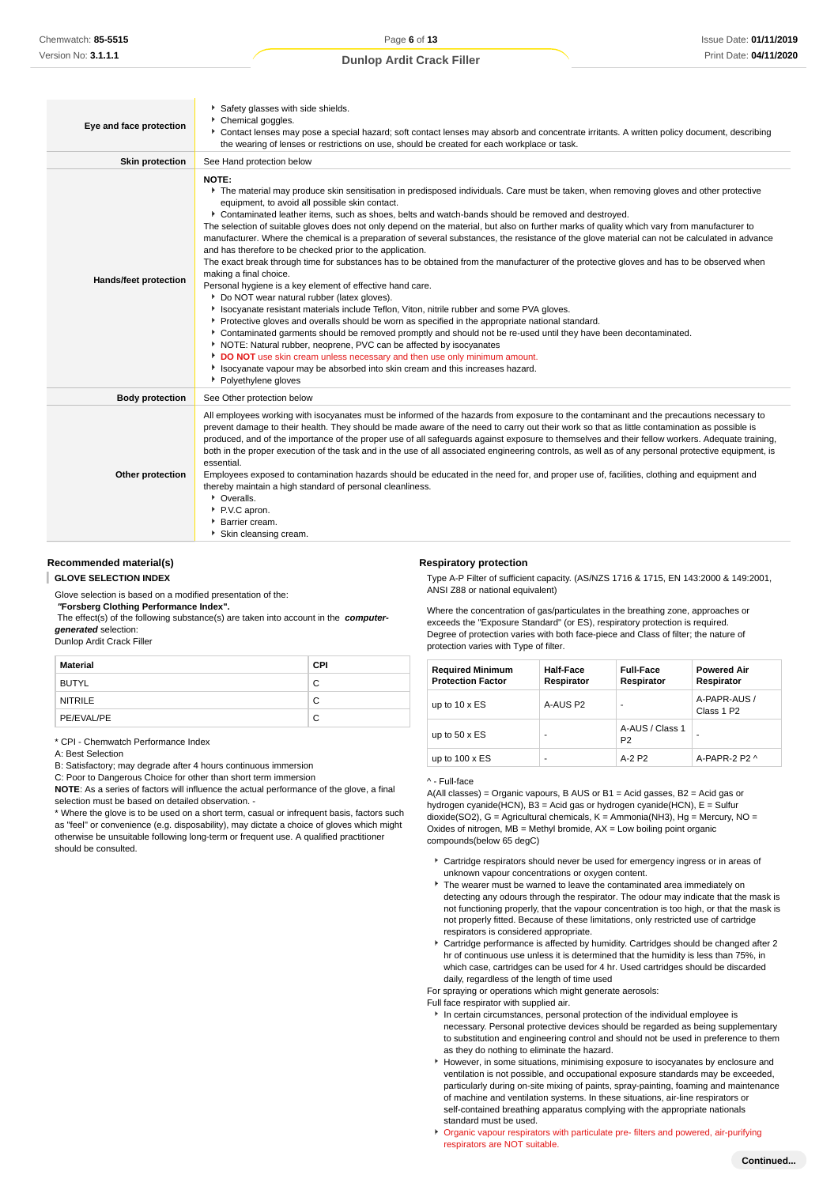| | |
|---|---|
| **Eye and face protection** | - Safety glasses with side shields.<br>- Chemical goggles.<br>- Contact lenses may pose a special hazard; soft contact lenses may absorb and concentrate irritants. A written policy document, describing the wearing of lenses or restrictions on use, should be created for each workplace or task. |
| **Skin protection** | See Hand protection below |
| **Hands/feet protection** | **NOTE:**<br>- The material may produce skin sensitisation in predisposed individuals. Care must be taken, when removing gloves and other protective equipment, to avoid all possible skin contact.<br>- Contaminated leather items, such as shoes, belts and watch-bands should be removed and destroyed.<br>The selection of suitable gloves does not only depend on the material, but also on further marks of quality which vary from manufacturer to manufacturer. Where the chemical is a preparation of several substances, the resistance of the glove material can not be calculated in advance and has therefore to be checked prior to the application.<br>The exact break through time for substances has to be obtained from the manufacturer of the protective gloves and has to be observed when making a final choice.<br>Personal hygiene is a key element of effective hand care.<br>- Do NOT wear natural rubber (latex gloves).<br>- Isocyanate resistant materials include Teflon, Viton, nitrile rubber and some PVA gloves.<br>- Protective gloves and overalls should be worn as specified in the appropriate national standard.<br>- Contaminated garments should be removed promptly and should not be re-used until they have been decontaminated.<br>- NOTE: Natural rubber, neoprene, PVC can be affected by isocyanates<br>- **DO NOT** use skin cream unless necessary and then use only minimum amount.<br>- Isocyanate vapour may be absorbed into skin cream and this increases hazard.<br>- Polyethylene gloves |
| **Body protection** | See Other protection below |
| **Other protection** | All employees working with isocyanates must be informed of the hazards from exposure to the contaminant and the precautions necessary to prevent damage to their health. They should be made aware of the need to carry out their work so that as little contamination as possible is produced, and of the importance of the proper use of all safeguards against exposure to themselves and their fellow workers. Adequate training, both in the proper execution of the task and in the use of all associated engineering controls, as well as of any personal protective equipment, is essential.<br>Employees exposed to contamination hazards should be educated in the need for, and proper use of, facilities, clothing and equipment and thereby maintain a high standard of personal cleanliness.<br>- Overalls.<br>- P.V.C apron.<br>- Barrier cream.<br>- Skin cleansing cream. |

### Recommended material(s)

**GLOVE SELECTION INDEX**

Glove selection is based on a modified presentation of the:
**"Forsberg Clothing Performance Index".**
The effect(s) of the following substance(s) are taken into account in the ***computer-generated*** selection:
Dunlop Ardit Crack Filler

| Material | CPI |
|---|---|
| BUTYL | C |
| NITRILE | C |
| PE/EVAL/PE | C |

* CPI - Chemwatch Performance Index
A: Best Selection
B: Satisfactory; may degrade after 4 hours continuous immersion
C: Poor to Dangerous Choice for other than short term immersion
**NOTE**: As a series of factors will influence the actual performance of the glove, a final selection must be based on detailed observation. -
* Where the glove is to be used on a short term, casual or infrequent basis, factors such as "feel" or convenience (e.g. disposability), may dictate a choice of gloves which might otherwise be unsuitable following long-term or frequent use. A qualified practitioner should be consulted.

### Respiratory protection

Type A-P Filter of sufficient capacity. (AS/NZS 1716 & 1715, EN 143:2000 & 149:2001, ANSI Z88 or national equivalent)

Where the concentration of gas/particulates in the breathing zone, approaches or exceeds the "Exposure Standard" (or ES), respiratory protection is required.
Degree of protection varies with both face-piece and Class of filter; the nature of protection varies with Type of filter.

| Required Minimum Protection Factor | Half-Face Respirator | Full-Face Respirator | Powered Air Respirator |
|---|---|---|---|
| up to 10 x ES | A-AUS P2 | - | A-PAPR-AUS / Class 1 P2 |
| up to 50 x ES | - | A-AUS / Class 1 P2 | - |
| up to 100 x ES | - | A-2 P2 | A-PAPR-2 P2 ^ |

^ - Full-face
A(All classes) = Organic vapours, B AUS or B1 = Acid gasses, B2 = Acid gas or hydrogen cyanide(HCN), B3 = Acid gas or hydrogen cyanide(HCN), E = Sulfur dioxide(SO2), G = Agricultural chemicals, K = Ammonia(NH3), Hg = Mercury, NO = Oxides of nitrogen, MB = Methyl bromide, AX = Low boiling point organic compounds(below 65 degC)

- Cartridge respirators should never be used for emergency ingress or in areas of unknown vapour concentrations or oxygen content.
- The wearer must be warned to leave the contaminated area immediately on detecting any odours through the respirator. The odour may indicate that the mask is not functioning properly, that the vapour concentration is too high, or that the mask is not properly fitted. Because of these limitations, only restricted use of cartridge respirators is considered appropriate.
- Cartridge performance is affected by humidity. Cartridges should be changed after 2 hr of continuous use unless it is determined that the humidity is less than 75%, in which case, cartridges can be used for 4 hr. Used cartridges should be discarded daily, regardless of the length of time used

For spraying or operations which might generate aerosols:
Full face respirator with supplied air.

- In certain circumstances, personal protection of the individual employee is necessary. Personal protective devices should be regarded as being supplementary to substitution and engineering control and should not be used in preference to them as they do nothing to eliminate the hazard.
- However, in some situations, minimising exposure to isocyanates by enclosure and ventilation is not possible, and occupational exposure standards may be exceeded, particularly during on-site mixing of paints, spray-painting, foaming and maintenance of machine and ventilation systems. In these situations, air-line respirators or self-contained breathing apparatus complying with the appropriate nationals standard must be used.
- Organic vapour respirators with particulate pre- filters and powered, air-purifying respirators are NOT suitable.

**Continued...**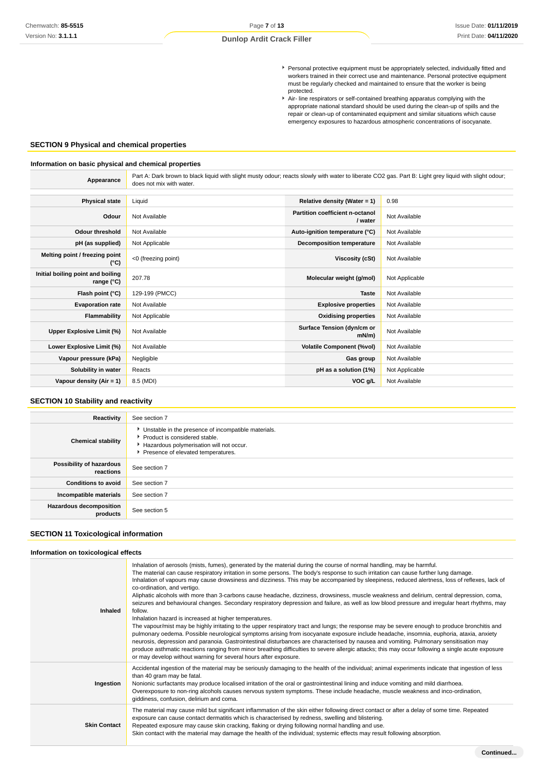- Personal protective equipment must be appropriately selected, individually fitted and workers trained in their correct use and maintenance. Personal protective equipment must be regularly checked and maintained to ensure that the worker is being protected.
- Air- line respirators or self-contained breathing apparatus complying with the appropriate national standard should be used during the clean-up of spills and the repair or clean-up of contaminated equipment and similar situations which cause emergency exposures to hazardous atmospheric concentrations of isocyanate.

## SECTION 9 Physical and chemical properties

### Information on basic physical and chemical properties

| Appearance | Part A: Dark brown to black liquid with slight musty odour; reacts slowly with water to liberate CO2 gas. Part B: Light grey liquid with slight odour; does not mix with water. | | |
|---|---|---|---|
| **Physical state** | Liquid | **Relative density (Water = 1)** | 0.98 |
| **Odour** | Not Available | **Partition coefficient n-octanol / water** | Not Available |
| **Odour threshold** | Not Available | **Auto-ignition temperature (°C)** | Not Available |
| **pH (as supplied)** | Not Applicable | **Decomposition temperature** | Not Available |
| **Melting point / freezing point (°C)** | <0 (freezing point) | **Viscosity (cSt)** | Not Available |
| **Initial boiling point and boiling range (°C)** | 207.78 | **Molecular weight (g/mol)** | Not Applicable |
| **Flash point (°C)** | 129-199 (PMCC) | **Taste** | Not Available |
| **Evaporation rate** | Not Available | **Explosive properties** | Not Available |
| **Flammability** | Not Applicable | **Oxidising properties** | Not Available |
| **Upper Explosive Limit (%)** | Not Available | **Surface Tension (dyn/cm or mN/m)** | Not Available |
| **Lower Explosive Limit (%)** | Not Available | **Volatile Component (%vol)** | Not Available |
| **Vapour pressure (kPa)** | Negligible | **Gas group** | Not Available |
| **Solubility in water** | Reacts | **pH as a solution (1%)** | Not Applicable |
| **Vapour density (Air = 1)** | 8.5 (MDI) | **VOC g/L** | Not Available |

## SECTION 10 Stability and reactivity

| Reactivity | See section 7 |
|---|---|
| **Chemical stability** | - Unstable in the presence of incompatible materials.<br>- Product is considered stable.<br>- Hazardous polymerisation will not occur.<br>- Presence of elevated temperatures. |
| **Possibility of hazardous reactions** | See section 7 |
| **Conditions to avoid** | See section 7 |
| **Incompatible materials** | See section 7 |
| **Hazardous decomposition products** | See section 5 |

## SECTION 11 Toxicological information

### Information on toxicological effects

| Inhaled | Inhalation of aerosols (mists, fumes), generated by the material during the course of normal handling, may be harmful.<br>The material can cause respiratory irritation in some persons. The body's response to such irritation can cause further lung damage.<br>Inhalation of vapours may cause drowsiness and dizziness. This may be accompanied by sleepiness, reduced alertness, loss of reflexes, lack of co-ordination, and vertigo.<br>Aliphatic alcohols with more than 3-carbons cause headache, dizziness, drowsiness, muscle weakness and delirium, central depression, coma, seizures and behavioural changes. Secondary respiratory depression and failure, as well as low blood pressure and irregular heart rhythms, may follow.<br>Inhalation hazard is increased at higher temperatures.<br>The vapour/mist may be highly irritating to the upper respiratory tract and lungs; the response may be severe enough to produce bronchitis and pulmonary oedema. Possible neurological symptoms arising from isocyanate exposure include headache, insomnia, euphoria, ataxia, anxiety neurosis, depression and paranoia. Gastrointestinal disturbances are characterised by nausea and vomiting. Pulmonary sensitisation may produce asthmatic reactions ranging from minor breathing difficulties to severe allergic attacks; this may occur following a single acute exposure or may develop without warning for several hours after exposure. |
|---|---|
| **Ingestion** | Accidental ingestion of the material may be seriously damaging to the health of the individual; animal experiments indicate that ingestion of less than 40 gram may be fatal.<br>Nonionic surfactants may produce localised irritation of the oral or gastrointestinal lining and induce vomiting and mild diarrhoea.<br>Overexposure to non-ring alcohols causes nervous system symptoms. These include headache, muscle weakness and inco-ordination, giddiness, confusion, delirium and coma. |
| **Skin Contact** | The material may cause mild but significant inflammation of the skin either following direct contact or after a delay of some time. Repeated exposure can cause contact dermatitis which is characterised by redness, swelling and blistering.<br>Repeated exposure may cause skin cracking, flaking or drying following normal handling and use.<br>Skin contact with the material may damage the health of the individual; systemic effects may result following absorption. |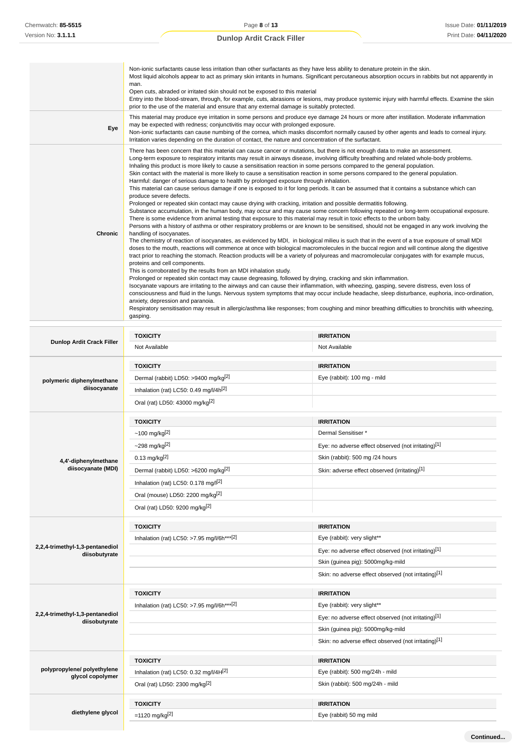| | |
|---|---|
| | Non-ionic surfactants cause less irritation than other surfactants as they have less ability to denature protein in the skin.<br>Most liquid alcohols appear to act as primary skin irritants in humans. Significant percutaneous absorption occurs in rabbits but not apparently in man.<br>Open cuts, abraded or irritated skin should not be exposed to this material<br>Entry into the blood-stream, through, for example, cuts, abrasions or lesions, may produce systemic injury with harmful effects. Examine the skin prior to the use of the material and ensure that any external damage is suitably protected. |
| **Eye** | This material may produce eye irritation in some persons and produce eye damage 24 hours or more after instillation. Moderate inflammation may be expected with redness; conjunctivitis may occur with prolonged exposure.<br>Non-ionic surfactants can cause numbing of the cornea, which masks discomfort normally caused by other agents and leads to corneal injury. Irritation varies depending on the duration of contact, the nature and concentration of the surfactant. |
| **Chronic** | There has been concern that this material can cause cancer or mutations, but there is not enough data to make an assessment.<br>Long-term exposure to respiratory irritants may result in airways disease, involving difficulty breathing and related whole-body problems.<br>Inhaling this product is more likely to cause a sensitisation reaction in some persons compared to the general population.<br>Skin contact with the material is more likely to cause a sensitisation reaction in some persons compared to the general population.<br>Harmful: danger of serious damage to health by prolonged exposure through inhalation.<br>This material can cause serious damage if one is exposed to it for long periods. It can be assumed that it contains a substance which can produce severe defects.<br>Prolonged or repeated skin contact may cause drying with cracking, irritation and possible dermatitis following.<br>Substance accumulation, in the human body, may occur and may cause some concern following repeated or long-term occupational exposure.<br>There is some evidence from animal testing that exposure to this material may result in toxic effects to the unborn baby.<br>Persons with a history of asthma or other respiratory problems or are known to be sensitised, should not be engaged in any work involving the handling of isocyanates.<br>The chemistry of reaction of isocyanates, as evidenced by MDI, in biological milieu is such that in the event of a true exposure of small MDI doses to the mouth, reactions will commence at once with biological macromolecules in the buccal region and will continue along the digestive tract prior to reaching the stomach. Reaction products will be a variety of polyureas and macromolecular conjugates with for example mucus, proteins and cell components.<br>This is corroborated by the results from an MDI inhalation study.<br>Prolonged or repeated skin contact may cause degreasing, followed by drying, cracking and skin inflammation.<br>Isocyanate vapours are irritating to the airways and can cause their inflammation, with wheezing, gasping, severe distress, even loss of consciousness and fluid in the lungs. Nervous system symptoms that may occur include headache, sleep disturbance, euphoria, inco-ordination, anxiety, depression and paranoia.<br>Respiratory sensitisation may result in allergic/asthma like responses; from coughing and minor breathing difficulties to bronchitis with wheezing, gasping. |

| | TOXICITY | IRRITATION |
|---|---|---|
| **Dunlop Ardit Crack Filler** | Not Available | Not Available |

| | TOXICITY | IRRITATION |
|---|---|---|
| **polymeric diphenylmethane diisocyanate** | Dermal (rabbit) LD50: >9400 mg/kg[2] | Eye (rabbit): 100 mg - mild |
| | Inhalation (rat) LC50: 0.49 mg/l/4h[2] | |
| | Oral (rat) LD50: 43000 mg/kg[2] | |

| | TOXICITY | IRRITATION |
|---|---|---|
| **4,4'-diphenylmethane diisocyanate (MDI)** | ~100 mg/kg[2] | Dermal Sensitiser * |
| | ~298 mg/kg[2] | Eye: no adverse effect observed (not irritating)[1] |
| | 0.13 mg/kg[2] | Skin (rabbit): 500 mg /24 hours |
| | Dermal (rabbit) LD50: >6200 mg/kg[2] | Skin: adverse effect observed (irritating)[1] |
| | Inhalation (rat) LC50: 0.178 mg/l[2] | |
| | Oral (mouse) LD50: 2200 mg/kg[2] | |
| | Oral (rat) LD50: 9200 mg/kg[2] | |

| | TOXICITY | IRRITATION |
|---|---|---|
| **2,2,4-trimethyl-1,3-pentanediol diisobutyrate** | Inhalation (rat) LC50: >7.95 mg/l/6h***[2] | Eye (rabbit): very slight** |
| | | Eye: no adverse effect observed (not irritating)[1] |
| | | Skin (guinea pig): 5000mg/kg-mild |
| | | Skin: no adverse effect observed (not irritating)[1] |

| | TOXICITY | IRRITATION |
|---|---|---|
| **2,2,4-trimethyl-1,3-pentanediol diisobutyrate** | Inhalation (rat) LC50: >7.95 mg/l/6h***[2] | Eye (rabbit): very slight** |
| | | Eye: no adverse effect observed (not irritating)[1] |
| | | Skin (guinea pig): 5000mg/kg-mild |
| | | Skin: no adverse effect observed (not irritating)[1] |

| | TOXICITY | IRRITATION |
|---|---|---|
| **polypropylene/ polyethylene glycol copolymer** | Inhalation (rat) LC50: 0.32 mg/l/4H[2] | Eye (rabbit): 500 mg/24h - mild |
| | Oral (rat) LD50: 2300 mg/kg[2] | Skin (rabbit): 500 mg/24h - mild |

| | TOXICITY | IRRITATION |
|---|---|---|
| **diethylene glycol** | =1120 mg/kg[2] | Eye (rabbit) 50 mg mild |

Continued...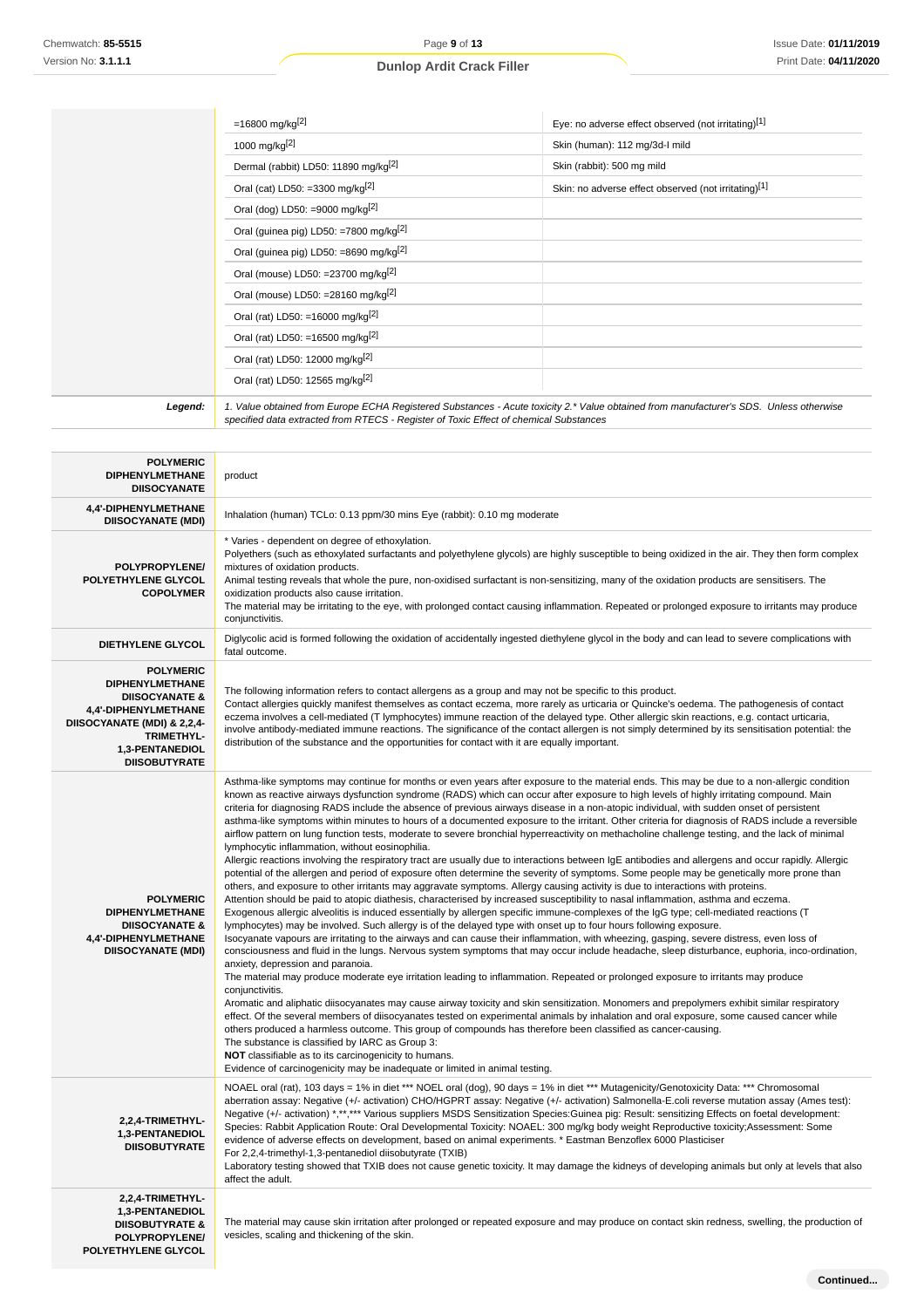| | | |
|---|---|---|
| | =16800 mg/kg[2] | Eye: no adverse effect observed (not irritating)[1] |
| | 1000 mg/kg[2] | Skin (human): 112 mg/3d-I mild |
| | Dermal (rabbit) LD50: 11890 mg/kg[2] | Skin (rabbit): 500 mg mild |
| | Oral (cat) LD50: =3300 mg/kg[2] | Skin: no adverse effect observed (not irritating)[1] |
| | Oral (dog) LD50: =9000 mg/kg[2] | |
| | Oral (guinea pig) LD50: =7800 mg/kg[2] | |
| | Oral (guinea pig) LD50: =8690 mg/kg[2] | |
| | Oral (mouse) LD50: =23700 mg/kg[2] | |
| | Oral (mouse) LD50: =28160 mg/kg[2] | |
| | Oral (rat) LD50: =16000 mg/kg[2] | |
| | Oral (rat) LD50: =16500 mg/kg[2] | |
| | Oral (rat) LD50: 12000 mg/kg[2] | |
| | Oral (rat) LD50: 12565 mg/kg[2] | |
| ***Legend:*** | *1. Value obtained from Europe ECHA Registered Substances - Acute toxicity 2.* Value obtained from manufacturer's SDS. Unless otherwise specified data extracted from RTECS - Register of Toxic Effect of chemical Substances* | |

| | |
|---|---|
| **POLYMERIC DIPHENYLMETHANE DIISOCYANATE** | product |
| **4,4'-DIPHENYLMETHANE DIISOCYANATE (MDI)** | Inhalation (human) TCLo: 0.13 ppm/30 mins Eye (rabbit): 0.10 mg moderate |
| **POLYPROPYLENE/ POLYETHYLENE GLYCOL COPOLYMER** | * Varies - dependent on degree of ethoxylation.<br>Polyethers (such as ethoxylated surfactants and polyethylene glycols) are highly susceptible to being oxidized in the air. They then form complex mixtures of oxidation products.<br>Animal testing reveals that whole the pure, non-oxidised surfactant is non-sensitizing, many of the oxidation products are sensitisers. The oxidization products also cause irritation.<br>The material may be irritating to the eye, with prolonged contact causing inflammation. Repeated or prolonged exposure to irritants may produce conjunctivitis. |
| **DIETHYLENE GLYCOL** | Diglycolic acid is formed following the oxidation of accidentally ingested diethylene glycol in the body and can lead to severe complications with fatal outcome. |
| **POLYMERIC DIPHENYLMETHANE DIISOCYANATE & 4,4'-DIPHENYLMETHANE DIISOCYANATE (MDI) & 2,2,4-TRIMETHYL-1,3-PENTANEDIOL DIISOBUTYRATE** | The following information refers to contact allergens as a group and may not be specific to this product.<br>Contact allergies quickly manifest themselves as contact eczema, more rarely as urticaria or Quincke's oedema. The pathogenesis of contact eczema involves a cell-mediated (T lymphocytes) immune reaction of the delayed type. Other allergic skin reactions, e.g. contact urticaria, involve antibody-mediated immune reactions. The significance of the contact allergen is not simply determined by its sensitisation potential: the distribution of the substance and the opportunities for contact with it are equally important. |
| **POLYMERIC DIPHENYLMETHANE DIISOCYANATE & 4,4'-DIPHENYLMETHANE DIISOCYANATE (MDI)** | Asthma-like symptoms may continue for months or even years after exposure to the material ends. This may be due to a non-allergic condition known as reactive airways dysfunction syndrome (RADS) which can occur after exposure to high levels of highly irritating compound. Main criteria for diagnosing RADS include the absence of previous airways disease in a non-atopic individual, with sudden onset of persistent asthma-like symptoms within minutes to hours of a documented exposure to the irritant. Other criteria for diagnosis of RADS include a reversible airflow pattern on lung function tests, moderate to severe bronchial hyperreactivity on methacholine challenge testing, and the lack of minimal lymphocytic inflammation, without eosinophilia.<br>Allergic reactions involving the respiratory tract are usually due to interactions between IgE antibodies and allergens and occur rapidly. Allergic potential of the allergen and period of exposure often determine the severity of symptoms. Some people may be genetically more prone than others, and exposure to other irritants may aggravate symptoms. Allergy causing activity is due to interactions with proteins.<br>Attention should be paid to atopic diathesis, characterised by increased susceptibility to nasal inflammation, asthma and eczema.<br>Exogenous allergic alveolitis is induced essentially by allergen specific immune-complexes of the IgG type; cell-mediated reactions (T lymphocytes) may be involved. Such allergy is of the delayed type with onset up to four hours following exposure.<br>Isocyanate vapours are irritating to the airways and can cause their inflammation, with wheezing, gasping, severe distress, even loss of consciousness and fluid in the lungs. Nervous system symptoms that may occur include headache, sleep disturbance, euphoria, inco-ordination, anxiety, depression and paranoia.<br>The material may produce moderate eye irritation leading to inflammation. Repeated or prolonged exposure to irritants may produce conjunctivitis.<br>Aromatic and aliphatic diisocyanates may cause airway toxicity and skin sensitization. Monomers and prepolymers exhibit similar respiratory effect. Of the several members of diisocyanates tested on experimental animals by inhalation and oral exposure, some caused cancer while others produced a harmless outcome. This group of compounds has therefore been classified as cancer-causing.<br>The substance is classified by IARC as Group 3:<br>**NOT** classifiable as to its carcinogenicity to humans.<br>Evidence of carcinogenicity may be inadequate or limited in animal testing. |
| **2,2,4-TRIMETHYL-1,3-PENTANEDIOL DIISOBUTYRATE** | NOAEL oral (rat), 103 days = 1% in diet *** NOEL oral (dog), 90 days = 1% in diet *** Mutagenicity/Genotoxicity Data: *** Chromosomal aberration assay: Negative (+/- activation) CHO/HGPRT assay: Negative (+/- activation) Salmonella-E.coli reverse mutation assay (Ames test): Negative (+/- activation) *,**,*** Various suppliers MSDS Sensitization Species:Guinea pig: Result: sensitizing Effects on foetal development: Species: Rabbit Application Route: Oral Developmental Toxicity: NOAEL: 300 mg/kg body weight Reproductive toxicity;Assessment: Some evidence of adverse effects on development, based on animal experiments. * Eastman Benzoflex 6000 Plasticiser<br>For 2,2,4-trimethyl-1,3-pentanediol diisobutyrate (TXIB)<br>Laboratory testing showed that TXIB does not cause genetic toxicity. It may damage the kidneys of developing animals but only at levels that also affect the adult. |
| **2,2,4-TRIMETHYL-1,3-PENTANEDIOL DIISOBUTYRATE & POLYPROPYLENE/ POLYETHYLENE GLYCOL** | The material may cause skin irritation after prolonged or repeated exposure and may produce on contact skin redness, swelling, the production of vesicles, scaling and thickening of the skin. |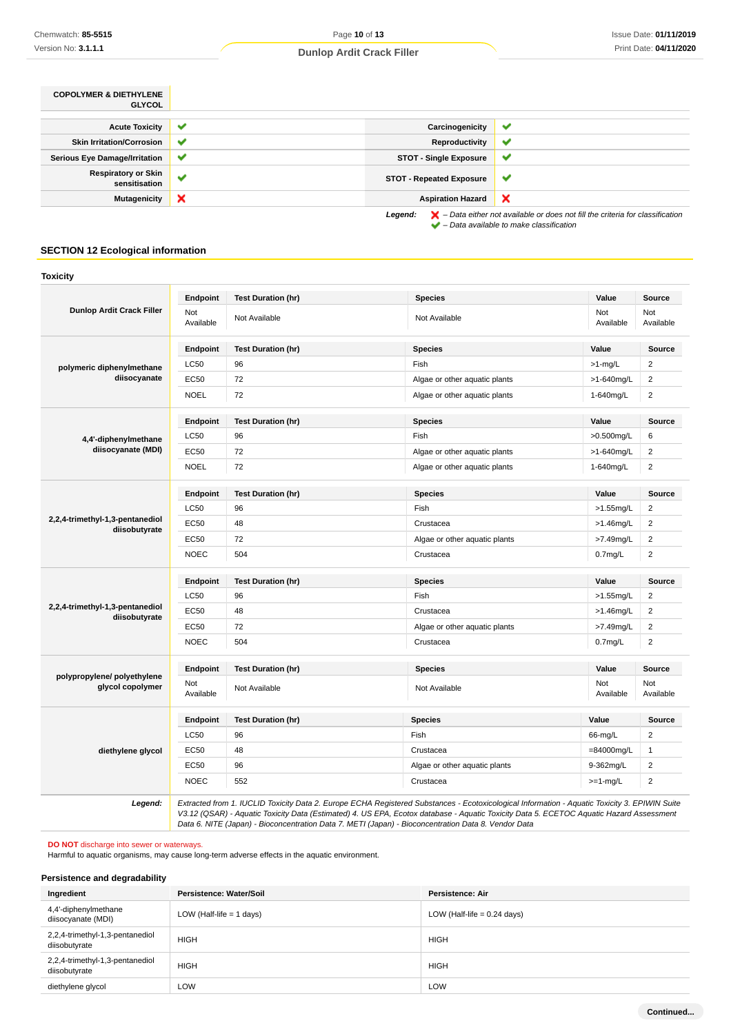| COPOLYMER & DIETHYLENE GLYCOL | |
|---|---|

| | | | |
|---|---|---|---|
| Acute Toxicity | ✔ | Carcinogenicity | ✔ |
| Skin Irritation/Corrosion | ✔ | Reproductivity | ✔ |
| Serious Eye Damage/Irritation | ✔ | STOT - Single Exposure | ✔ |
| Respiratory or Skin sensitisation | ✔ | STOT - Repeated Exposure | ✔ |
| Mutagenicity | ✘ | Aspiration Hazard | ✘ |

*Legend:* ✘ *– Data either not available or does not fill the criteria for classification*
✔ *– Data available to make classification*

## SECTION 12 Ecological information

### Toxicity

**Dunlop Ardit Crack Filler**

| Endpoint | Test Duration (hr) | Species | Value | Source |
|---|---|---|---|---|
| Not Available | Not Available | Not Available | Not Available | Not Available |

**polymeric diphenylmethane diisocyanate**

| Endpoint | Test Duration (hr) | Species | Value | Source |
|---|---|---|---|---|
| LC50 | 96 | Fish | >1-mg/L | 2 |
| EC50 | 72 | Algae or other aquatic plants | >1-640mg/L | 2 |
| NOEL | 72 | Algae or other aquatic plants | 1-640mg/L | 2 |

**4,4'-diphenylmethane diisocyanate (MDI)**

| Endpoint | Test Duration (hr) | Species | Value | Source |
|---|---|---|---|---|
| LC50 | 96 | Fish | >0.500mg/L | 6 |
| EC50 | 72 | Algae or other aquatic plants | >1-640mg/L | 2 |
| NOEL | 72 | Algae or other aquatic plants | 1-640mg/L | 2 |

**2,2,4-trimethyl-1,3-pentanediol diisobutyrate**

| Endpoint | Test Duration (hr) | Species | Value | Source |
|---|---|---|---|---|
| LC50 | 96 | Fish | >1.55mg/L | 2 |
| EC50 | 48 | Crustacea | >1.46mg/L | 2 |
| EC50 | 72 | Algae or other aquatic plants | >7.49mg/L | 2 |
| NOEC | 504 | Crustacea | 0.7mg/L | 2 |

**2,2,4-trimethyl-1,3-pentanediol diisobutyrate**

| Endpoint | Test Duration (hr) | Species | Value | Source |
|---|---|---|---|---|
| LC50 | 96 | Fish | >1.55mg/L | 2 |
| EC50 | 48 | Crustacea | >1.46mg/L | 2 |
| EC50 | 72 | Algae or other aquatic plants | >7.49mg/L | 2 |
| NOEC | 504 | Crustacea | 0.7mg/L | 2 |

**polypropylene/ polyethylene glycol copolymer**

| Endpoint | Test Duration (hr) | Species | Value | Source |
|---|---|---|---|---|
| Not Available | Not Available | Not Available | Not Available | Not Available |

**diethylene glycol**

| Endpoint | Test Duration (hr) | Species | Value | Source |
|---|---|---|---|---|
| LC50 | 96 | Fish | 66-mg/L | 2 |
| EC50 | 48 | Crustacea | =84000mg/L | 1 |
| EC50 | 96 | Algae or other aquatic plants | 9-362mg/L | 2 |
| NOEC | 552 | Crustacea | >=1-mg/L | 2 |

***Legend:*** *Extracted from 1. IUCLID Toxicity Data 2. Europe ECHA Registered Substances - Ecotoxicological Information - Aquatic Toxicity 3. EPIWIN Suite V3.12 (QSAR) - Aquatic Toxicity Data (Estimated) 4. US EPA, Ecotox database - Aquatic Toxicity Data 5. ECETOC Aquatic Hazard Assessment Data 6. NITE (Japan) - Bioconcentration Data 7. METI (Japan) - Bioconcentration Data 8. Vendor Data*

**DO NOT** discharge into sewer or waterways.
Harmful to aquatic organisms, may cause long-term adverse effects in the aquatic environment.

### Persistence and degradability

| Ingredient | Persistence: Water/Soil | Persistence: Air |
|---|---|---|
| 4,4'-diphenylmethane diisocyanate (MDI) | LOW (Half-life = 1 days) | LOW (Half-life = 0.24 days) |
| 2,2,4-trimethyl-1,3-pentanediol diisobutyrate | HIGH | HIGH |
| 2,2,4-trimethyl-1,3-pentanediol diisobutyrate | HIGH | HIGH |
| diethylene glycol | LOW | LOW |

**Continued...**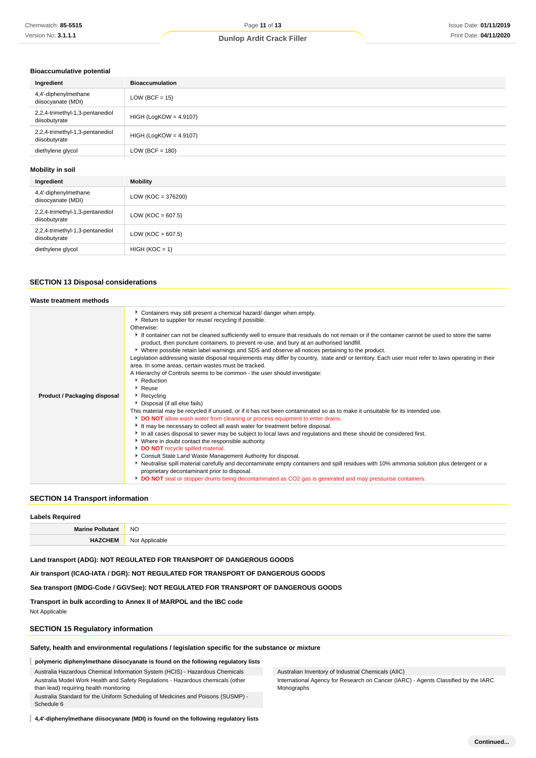### Bioaccumulative potential

| Ingredient | Bioaccumulation |
|---|---|
| 4,4'-diphenylmethane diisocyanate (MDI) | LOW (BCF = 15) |
| 2,2,4-trimethyl-1,3-pentanediol diisobutyrate | HIGH (LogKOW = 4.9107) |
| 2,2,4-trimethyl-1,3-pentanediol diisobutyrate | HIGH (LogKOW = 4.9107) |
| diethylene glycol | LOW (BCF = 180) |

### Mobility in soil

| Ingredient | Mobility |
|---|---|
| 4,4'-diphenylmethane diisocyanate (MDI) | LOW (KOC = 376200) |
| 2,2,4-trimethyl-1,3-pentanediol diisobutyrate | LOW (KOC = 607.5) |
| 2,2,4-trimethyl-1,3-pentanediol diisobutyrate | LOW (KOC = 607.5) |
| diethylene glycol | HIGH (KOC = 1) |

## SECTION 13 Disposal considerations

### Waste treatment methods

**Product / Packaging disposal**

- Containers may still present a chemical hazard/ danger when empty.
- Return to supplier for reuse/ recycling if possible.

Otherwise:

- If container can not be cleaned sufficiently well to ensure that residuals do not remain or if the container cannot be used to store the same product, then puncture containers, to prevent re-use, and bury at an authorised landfill.
- Where possible retain label warnings and SDS and observe all notices pertaining to the product.

Legislation addressing waste disposal requirements may differ by country, state and/ or territory. Each user must refer to laws operating in their area. In some areas, certain wastes must be tracked.

A Hierarchy of Controls seems to be common - the user should investigate:

- Reduction
- Reuse
- Recycling
- Disposal (if all else fails)

This material may be recycled if unused, or if it has not been contaminated so as to make it unsuitable for its intended use.

- **DO NOT** allow wash water from cleaning or process equipment to enter drains.
- It may be necessary to collect all wash water for treatment before disposal.
- In all cases disposal to sewer may be subject to local laws and regulations and these should be considered first.
- Where in doubt contact the responsible authority.
- **DO NOT** recycle spilled material.
- Consult State Land Waste Management Authority for disposal.
- Neutralise spill material carefully and decontaminate empty containers and spill residues with 10% ammonia solution plus detergent or a proprietary decontaminant prior to disposal.
- **DO NOT** seal or stopper drums being decontaminated as $CO_2$ gas is generated and may pressurise containers.

## SECTION 14 Transport information

### Labels Required

| | |
|---|---|
| **Marine Pollutant** | NO |
| **HAZCHEM** | Not Applicable |

**Land transport (ADG): NOT REGULATED FOR TRANSPORT OF DANGEROUS GOODS**

**Air transport (ICAO-IATA / DGR): NOT REGULATED FOR TRANSPORT OF DANGEROUS GOODS**

**Sea transport (IMDG-Code / GGVSee): NOT REGULATED FOR TRANSPORT OF DANGEROUS GOODS**

**Transport in bulk according to Annex II of MARPOL and the IBC code**

Not Applicable

## SECTION 15 Regulatory information

### Safety, health and environmental regulations / legislation specific for the substance or mixture

**polymeric diphenylmethane diisocyanate is found on the following regulatory lists**

- Australia Hazardous Chemical Information System (HCIS) - Hazardous Chemicals
- Australia Model Work Health and Safety Regulations - Hazardous chemicals (other than lead) requiring health monitoring
- Australia Standard for the Uniform Scheduling of Medicines and Poisons (SUSMP) - Schedule 6
- Australian Inventory of Industrial Chemicals (AIIC)
- International Agency for Research on Cancer (IARC) - Agents Classified by the IARC Monographs

**4,4'-diphenylmethane diisocyanate (MDI) is found on the following regulatory lists**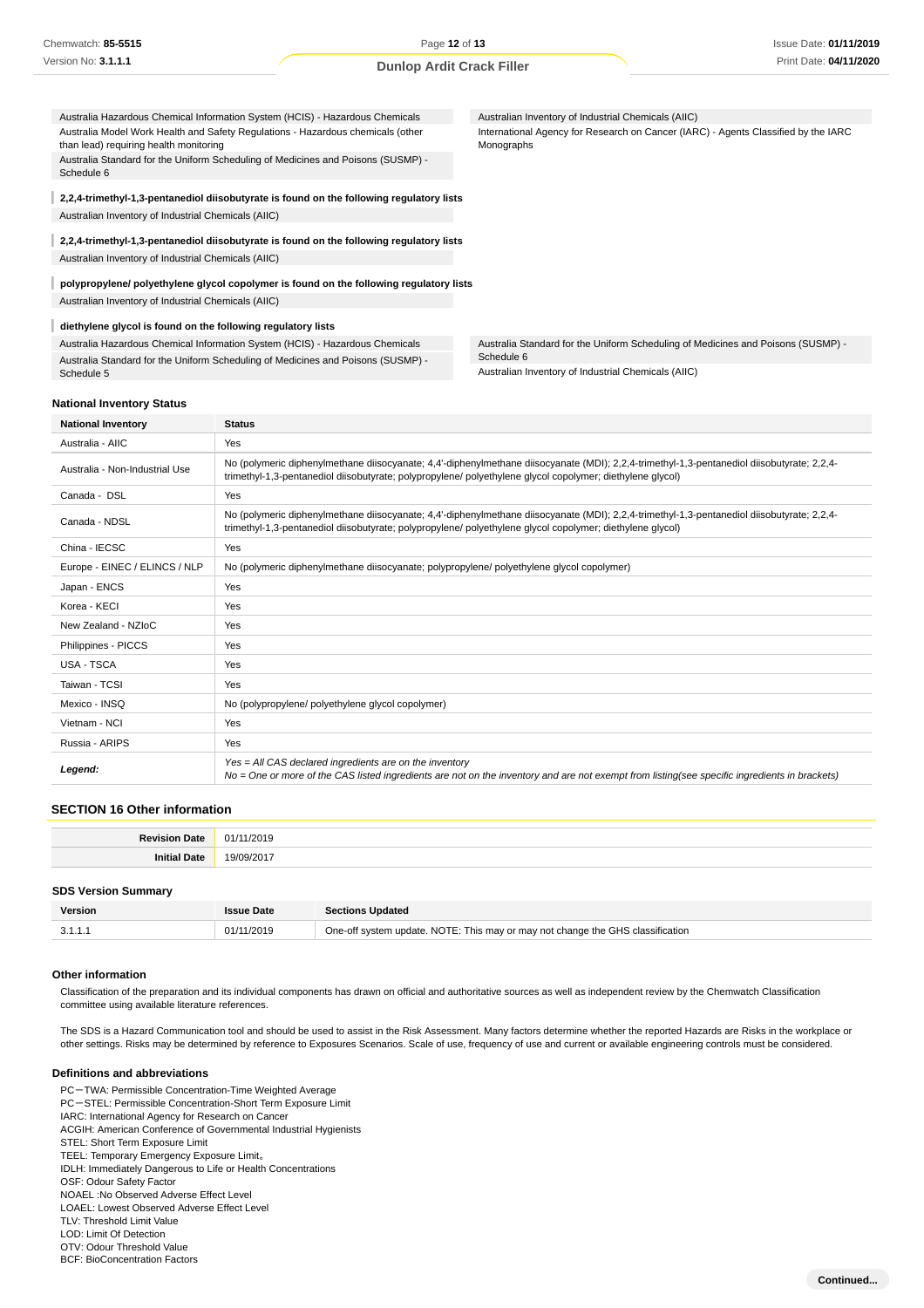| | |
|---|---|
| Australia Hazardous Chemical Information System (HCIS) - Hazardous Chemicals | Australian Inventory of Industrial Chemicals (AIIC) |
| Australia Model Work Health and Safety Regulations - Hazardous chemicals (other than lead) requiring health monitoring | International Agency for Research on Cancer (IARC) - Agents Classified by the IARC Monographs |
| Australia Standard for the Uniform Scheduling of Medicines and Poisons (SUSMP) - Schedule 6 | |

**2,2,4-trimethyl-1,3-pentanediol diisobutyrate is found on the following regulatory lists**

Australian Inventory of Industrial Chemicals (AIIC)

**2,2,4-trimethyl-1,3-pentanediol diisobutyrate is found on the following regulatory lists**

Australian Inventory of Industrial Chemicals (AIIC)

**polypropylene/ polyethylene glycol copolymer is found on the following regulatory lists**

Australian Inventory of Industrial Chemicals (AIIC)

**diethylene glycol is found on the following regulatory lists**

| | |
|---|---|
| Australia Hazardous Chemical Information System (HCIS) - Hazardous Chemicals | Australia Standard for the Uniform Scheduling of Medicines and Poisons (SUSMP) - Schedule 6 |
| Australia Standard for the Uniform Scheduling of Medicines and Poisons (SUSMP) - Schedule 5 | Australian Inventory of Industrial Chemicals (AIIC) |

### National Inventory Status

| National Inventory | Status |
|---|---|
| Australia - AIIC | Yes |
| Australia - Non-Industrial Use | No (polymeric diphenylmethane diisocyanate; 4,4'-diphenylmethane diisocyanate (MDI); 2,2,4-trimethyl-1,3-pentanediol diisobutyrate; 2,2,4-trimethyl-1,3-pentanediol diisobutyrate; polypropylene/ polyethylene glycol copolymer; diethylene glycol) |
| Canada - DSL | Yes |
| Canada - NDSL | No (polymeric diphenylmethane diisocyanate; 4,4'-diphenylmethane diisocyanate (MDI); 2,2,4-trimethyl-1,3-pentanediol diisobutyrate; 2,2,4-trimethyl-1,3-pentanediol diisobutyrate; polypropylene/ polyethylene glycol copolymer; diethylene glycol) |
| China - IECSC | Yes |
| Europe - EINEC / ELINCS / NLP | No (polymeric diphenylmethane diisocyanate; polypropylene/ polyethylene glycol copolymer) |
| Japan - ENCS | Yes |
| Korea - KECI | Yes |
| New Zealand - NZIoC | Yes |
| Philippines - PICCS | Yes |
| USA - TSCA | Yes |
| Taiwan - TCSI | Yes |
| Mexico - INSQ | No (polypropylene/ polyethylene glycol copolymer) |
| Vietnam - NCI | Yes |
| Russia - ARIPS | Yes |
| ***Legend:*** | *Yes = All CAS declared ingredients are on the inventory*<br>*No = One or more of the CAS listed ingredients are not on the inventory and are not exempt from listing(see specific ingredients in brackets)* |

## SECTION 16 Other information

| | |
|---|---|
| **Revision Date** | 01/11/2019 |
| **Initial Date** | 19/09/2017 |

### SDS Version Summary

| Version | Issue Date | Sections Updated |
|---|---|---|
| 3.1.1.1 | 01/11/2019 | One-off system update. NOTE: This may or may not change the GHS classification |

### Other information

Classification of the preparation and its individual components has drawn on official and authoritative sources as well as independent review by the Chemwatch Classification committee using available literature references.

The SDS is a Hazard Communication tool and should be used to assist in the Risk Assessment. Many factors determine whether the reported Hazards are Risks in the workplace or other settings. Risks may be determined by reference to Exposures Scenarios. Scale of use, frequency of use and current or available engineering controls must be considered.

### Definitions and abbreviations

PC－TWA: Permissible Concentration-Time Weighted Average
PC－STEL: Permissible Concentration-Short Term Exposure Limit
IARC: International Agency for Research on Cancer
ACGIH: American Conference of Governmental Industrial Hygienists
STEL: Short Term Exposure Limit
TEEL: Temporary Emergency Exposure Limit。
IDLH: Immediately Dangerous to Life or Health Concentrations
OSF: Odour Safety Factor
NOAEL :No Observed Adverse Effect Level
LOAEL: Lowest Observed Adverse Effect Level
TLV: Threshold Limit Value
LOD: Limit Of Detection
OTV: Odour Threshold Value
BCF: BioConcentration Factors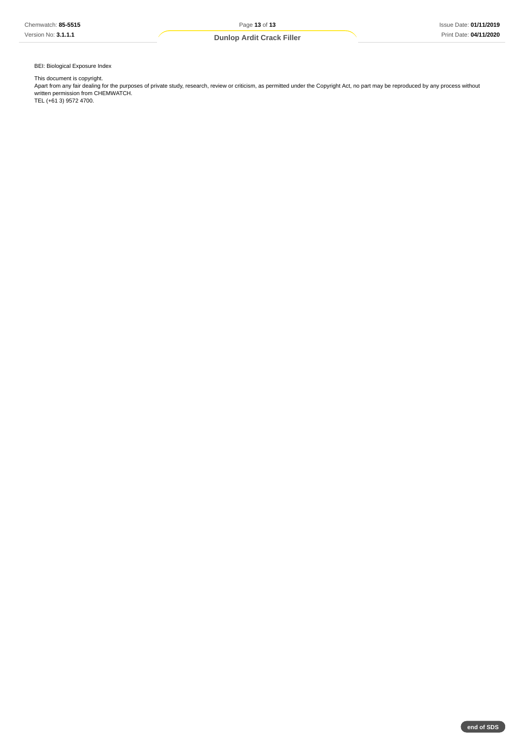BEI: Biological Exposure Index

This document is copyright.
Apart from any fair dealing for the purposes of private study, research, review or criticism, as permitted under the Copyright Act, no part may be reproduced by any process without written permission from CHEMWATCH.
TEL (+61 3) 9572 4700.

end of SDS